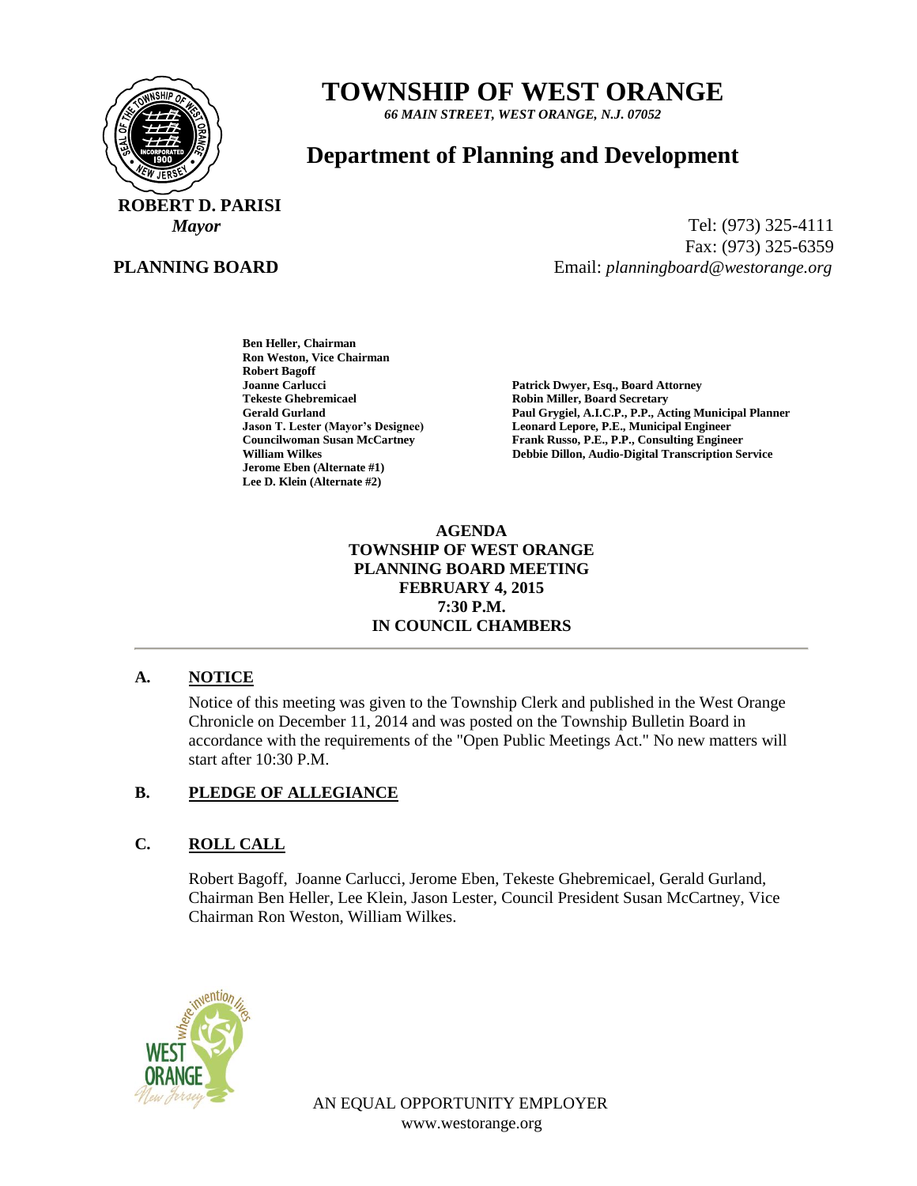# TOWNSHIP OF WEST ORANGE

*66 MAIN STREET, WEST ORANGE, N.J. 07052*

## Department of Planning and Development

**ROBERT D. PARISI**
*Mayor*

**PLANNING BOARD**

Tel: (973) 325-4111
Fax: (973) 325-6359
Email: *planningboard@westorange.org*

**Ben Heller, Chairman**
**Ron Weston, Vice Chairman**
**Robert Bagoff**
**Joanne Carlucci**
**Tekeste Ghebremicael**
**Gerald Gurland**
**Jason T. Lester (Mayor's Designee)**
**Councilwoman Susan McCartney**
**William Wilkes**
**Jerome Eben (Alternate #1)**
**Lee D. Klein (Alternate #2)**

**Patrick Dwyer, Esq., Board Attorney**
**Robin Miller, Board Secretary**
**Paul Grygiel, A.I.C.P., P.P., Acting Municipal Planner**
**Leonard Lepore, P.E., Municipal Engineer**
**Frank Russo, P.E., P.P., Consulting Engineer**
**Debbie Dillon, Audio-Digital Transcription Service**

**AGENDA**
**TOWNSHIP OF WEST ORANGE**
**PLANNING BOARD MEETING**
**FEBRUARY 4, 2015**
**7:30 P.M.**
**IN COUNCIL CHAMBERS**

---

## A. NOTICE

Notice of this meeting was given to the Township Clerk and published in the West Orange Chronicle on December 11, 2014 and was posted on the Township Bulletin Board in accordance with the requirements of the "Open Public Meetings Act." No new matters will start after 10:30 P.M.

## B. PLEDGE OF ALLEGIANCE

## C. ROLL CALL

Robert Bagoff, Joanne Carlucci, Jerome Eben, Tekeste Ghebremicael, Gerald Gurland, Chairman Ben Heller, Lee Klein, Jason Lester, Council President Susan McCartney, Vice Chairman Ron Weston, William Wilkes.

AN EQUAL OPPORTUNITY EMPLOYER
www.westorange.org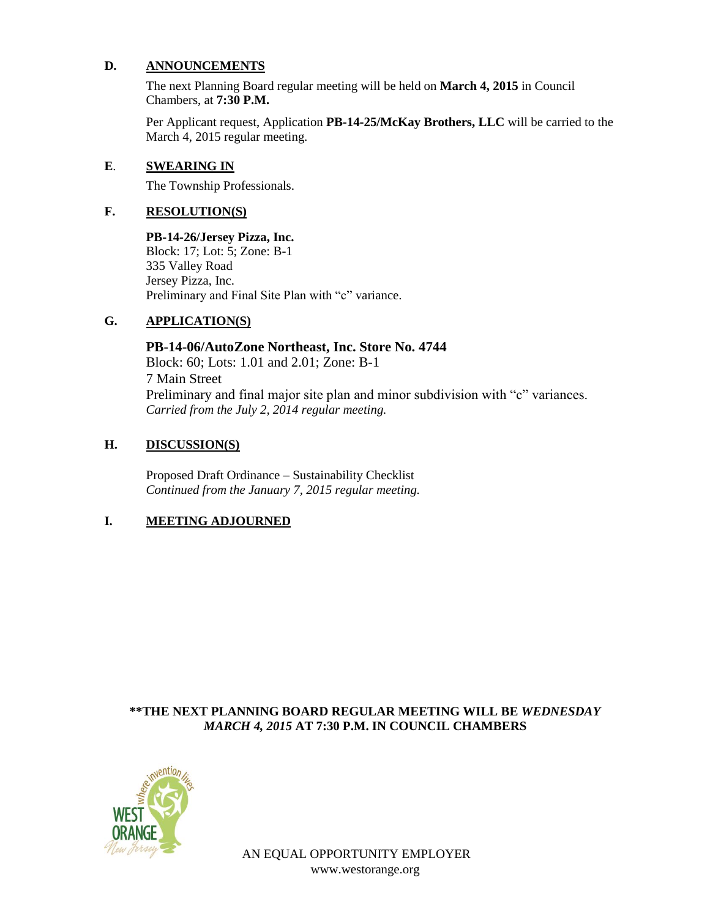## D. ANNOUNCEMENTS

The next Planning Board regular meeting will be held on **March 4, 2015** in Council Chambers, at **7:30 P.M.**

Per Applicant request, Application **PB-14-25/McKay Brothers, LLC** will be carried to the March 4, 2015 regular meeting.

## E. SWEARING IN

The Township Professionals.

## F. RESOLUTION(S)

**PB-14-26/Jersey Pizza, Inc.**
Block: 17; Lot: 5; Zone: B-1
335 Valley Road
Jersey Pizza, Inc.
Preliminary and Final Site Plan with "c" variance.

## G. APPLICATION(S)

**PB-14-06/AutoZone Northeast, Inc. Store No. 4744**
Block: 60; Lots: 1.01 and 2.01; Zone: B-1
7 Main Street
Preliminary and final major site plan and minor subdivision with "c" variances.
*Carried from the July 2, 2014 regular meeting.*

## H. DISCUSSION(S)

Proposed Draft Ordinance – Sustainability Checklist
*Continued from the January 7, 2015 regular meeting.*

## I. MEETING ADJOURNED

**\*\*THE NEXT PLANNING BOARD REGULAR MEETING WILL BE *WEDNESDAY MARCH 4, 2015* AT 7:30 P.M. IN COUNCIL CHAMBERS**

AN EQUAL OPPORTUNITY EMPLOYER
www.westorange.org